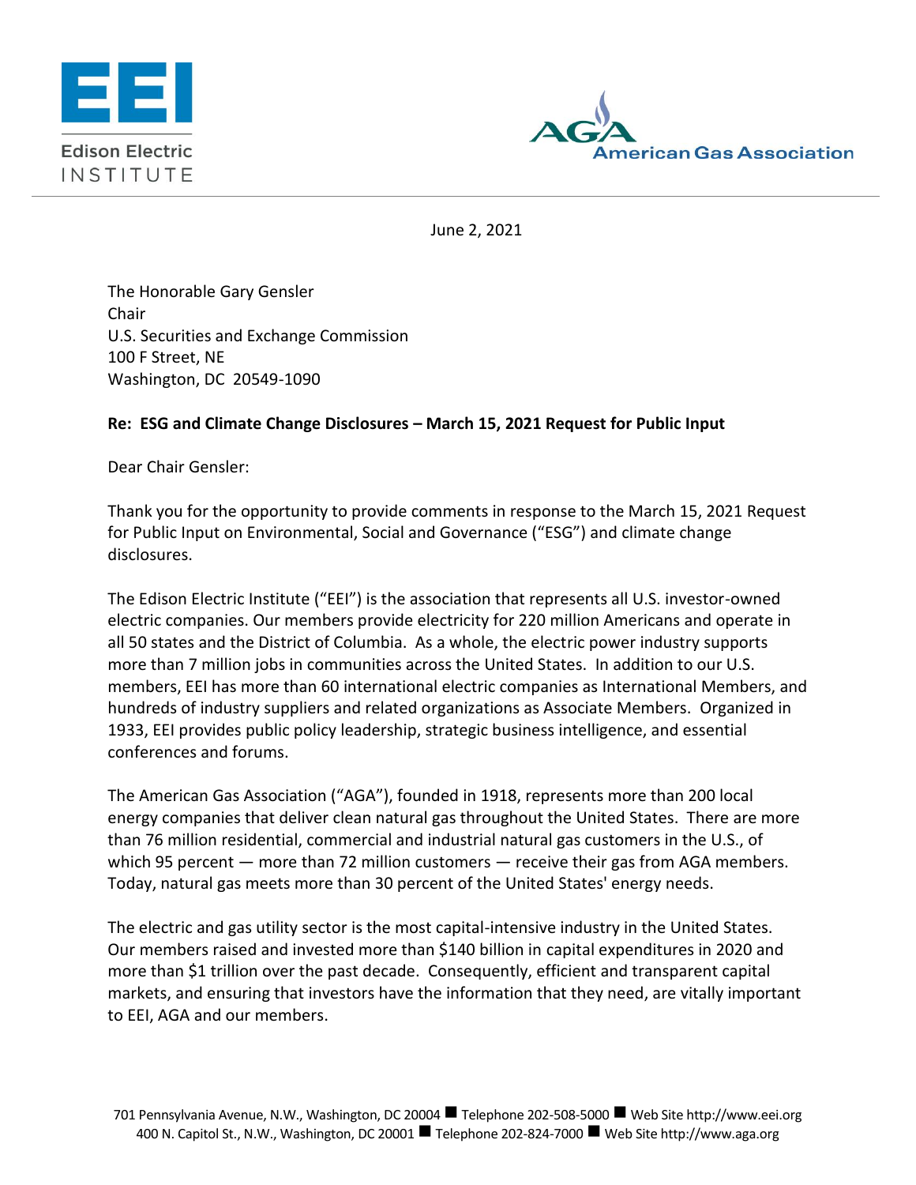Edison Electric INSTITUTE

American Gas Association

June 2, 2021

The Honorable Gary Gensler
Chair
U.S. Securities and Exchange Commission
100 F Street, NE
Washington, DC 20549-1090

**Re: ESG and Climate Change Disclosures – March 15, 2021 Request for Public Input**

Dear Chair Gensler:

Thank you for the opportunity to provide comments in response to the March 15, 2021 Request for Public Input on Environmental, Social and Governance ("ESG") and climate change disclosures.

The Edison Electric Institute ("EEI") is the association that represents all U.S. investor-owned electric companies. Our members provide electricity for 220 million Americans and operate in all 50 states and the District of Columbia. As a whole, the electric power industry supports more than 7 million jobs in communities across the United States. In addition to our U.S. members, EEI has more than 60 international electric companies as International Members, and hundreds of industry suppliers and related organizations as Associate Members. Organized in 1933, EEI provides public policy leadership, strategic business intelligence, and essential conferences and forums.

The American Gas Association ("AGA"), founded in 1918, represents more than 200 local energy companies that deliver clean natural gas throughout the United States. There are more than 76 million residential, commercial and industrial natural gas customers in the U.S., of which 95 percent — more than 72 million customers — receive their gas from AGA members. Today, natural gas meets more than 30 percent of the United States' energy needs.

The electric and gas utility sector is the most capital-intensive industry in the United States. Our members raised and invested more than $140 billion in capital expenditures in 2020 and more than $1 trillion over the past decade. Consequently, efficient and transparent capital markets, and ensuring that investors have the information that they need, are vitally important to EEI, AGA and our members.

701 Pennsylvania Avenue, N.W., Washington, DC 20004 ■ Telephone 202-508-5000 ■ Web Site http://www.eei.org
400 N. Capitol St., N.W., Washington, DC 20001 ■ Telephone 202-824-7000 ■ Web Site http://www.aga.org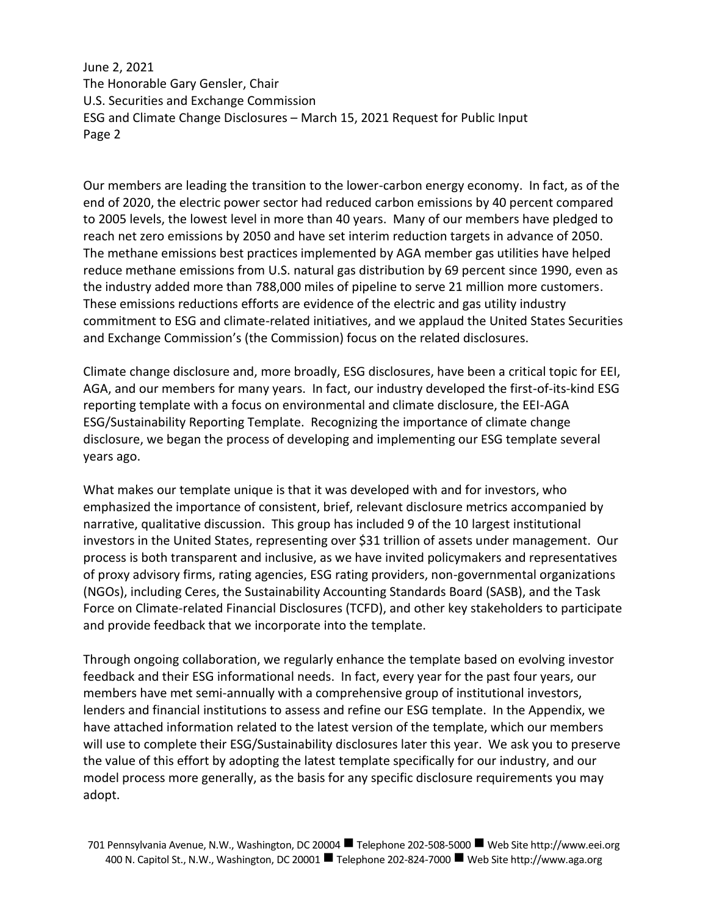Our members are leading the transition to the lower-carbon energy economy. In fact, as of the end of 2020, the electric power sector had reduced carbon emissions by 40 percent compared to 2005 levels, the lowest level in more than 40 years. Many of our members have pledged to reach net zero emissions by 2050 and have set interim reduction targets in advance of 2050. The methane emissions best practices implemented by AGA member gas utilities have helped reduce methane emissions from U.S. natural gas distribution by 69 percent since 1990, even as the industry added more than 788,000 miles of pipeline to serve 21 million more customers. These emissions reductions efforts are evidence of the electric and gas utility industry commitment to ESG and climate-related initiatives, and we applaud the United States Securities and Exchange Commission's (the Commission) focus on the related disclosures.

Climate change disclosure and, more broadly, ESG disclosures, have been a critical topic for EEI, AGA, and our members for many years. In fact, our industry developed the first-of-its-kind ESG reporting template with a focus on environmental and climate disclosure, the EEI-AGA ESG/Sustainability Reporting Template. Recognizing the importance of climate change disclosure, we began the process of developing and implementing our ESG template several years ago.

What makes our template unique is that it was developed with and for investors, who emphasized the importance of consistent, brief, relevant disclosure metrics accompanied by narrative, qualitative discussion. This group has included 9 of the 10 largest institutional investors in the United States, representing over $31 trillion of assets under management. Our process is both transparent and inclusive, as we have invited policymakers and representatives of proxy advisory firms, rating agencies, ESG rating providers, non-governmental organizations (NGOs), including Ceres, the Sustainability Accounting Standards Board (SASB), and the Task Force on Climate-related Financial Disclosures (TCFD), and other key stakeholders to participate and provide feedback that we incorporate into the template.

Through ongoing collaboration, we regularly enhance the template based on evolving investor feedback and their ESG informational needs. In fact, every year for the past four years, our members have met semi-annually with a comprehensive group of institutional investors, lenders and financial institutions to assess and refine our ESG template. In the Appendix, we have attached information related to the latest version of the template, which our members will use to complete their ESG/Sustainability disclosures later this year. We ask you to preserve the value of this effort by adopting the latest template specifically for our industry, and our model process more generally, as the basis for any specific disclosure requirements you may adopt.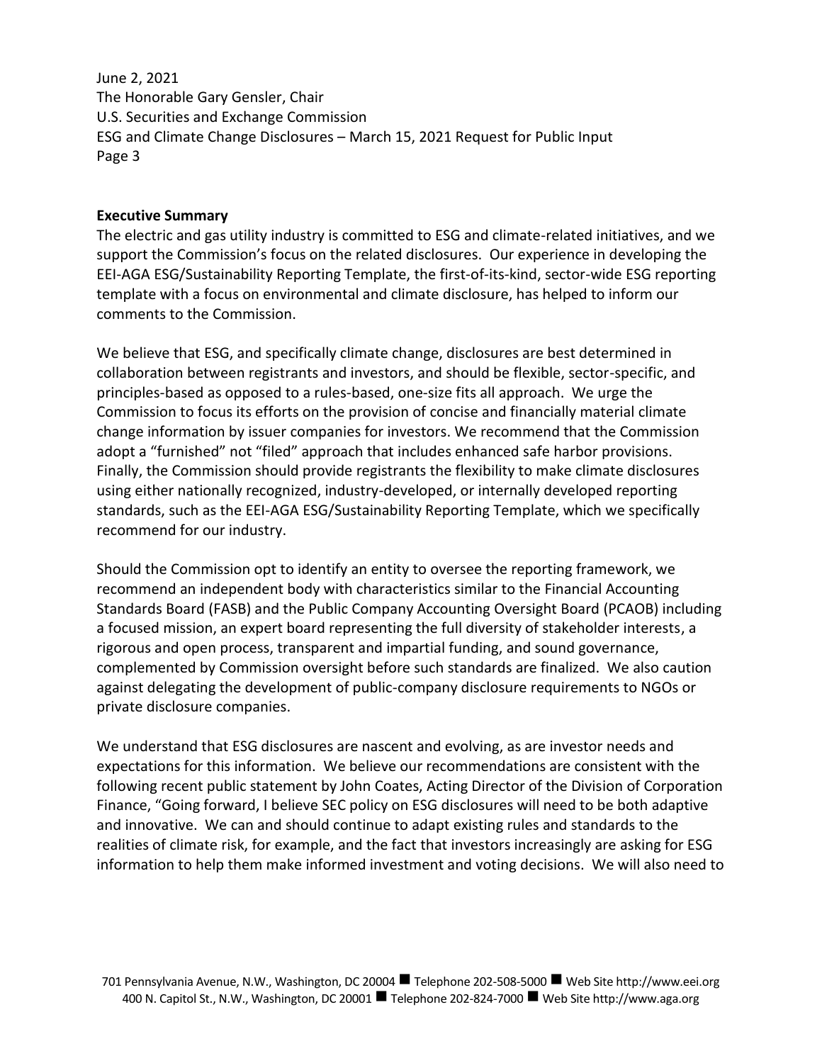**Executive Summary**

The electric and gas utility industry is committed to ESG and climate-related initiatives, and we support the Commission's focus on the related disclosures. Our experience in developing the EEI-AGA ESG/Sustainability Reporting Template, the first-of-its-kind, sector-wide ESG reporting template with a focus on environmental and climate disclosure, has helped to inform our comments to the Commission.

We believe that ESG, and specifically climate change, disclosures are best determined in collaboration between registrants and investors, and should be flexible, sector-specific, and principles-based as opposed to a rules-based, one-size fits all approach. We urge the Commission to focus its efforts on the provision of concise and financially material climate change information by issuer companies for investors. We recommend that the Commission adopt a "furnished" not "filed" approach that includes enhanced safe harbor provisions. Finally, the Commission should provide registrants the flexibility to make climate disclosures using either nationally recognized, industry-developed, or internally developed reporting standards, such as the EEI-AGA ESG/Sustainability Reporting Template, which we specifically recommend for our industry.

Should the Commission opt to identify an entity to oversee the reporting framework, we recommend an independent body with characteristics similar to the Financial Accounting Standards Board (FASB) and the Public Company Accounting Oversight Board (PCAOB) including a focused mission, an expert board representing the full diversity of stakeholder interests, a rigorous and open process, transparent and impartial funding, and sound governance, complemented by Commission oversight before such standards are finalized. We also caution against delegating the development of public-company disclosure requirements to NGOs or private disclosure companies.

We understand that ESG disclosures are nascent and evolving, as are investor needs and expectations for this information. We believe our recommendations are consistent with the following recent public statement by John Coates, Acting Director of the Division of Corporation Finance, "Going forward, I believe SEC policy on ESG disclosures will need to be both adaptive and innovative. We can and should continue to adapt existing rules and standards to the realities of climate risk, for example, and the fact that investors increasingly are asking for ESG information to help them make informed investment and voting decisions. We will also need to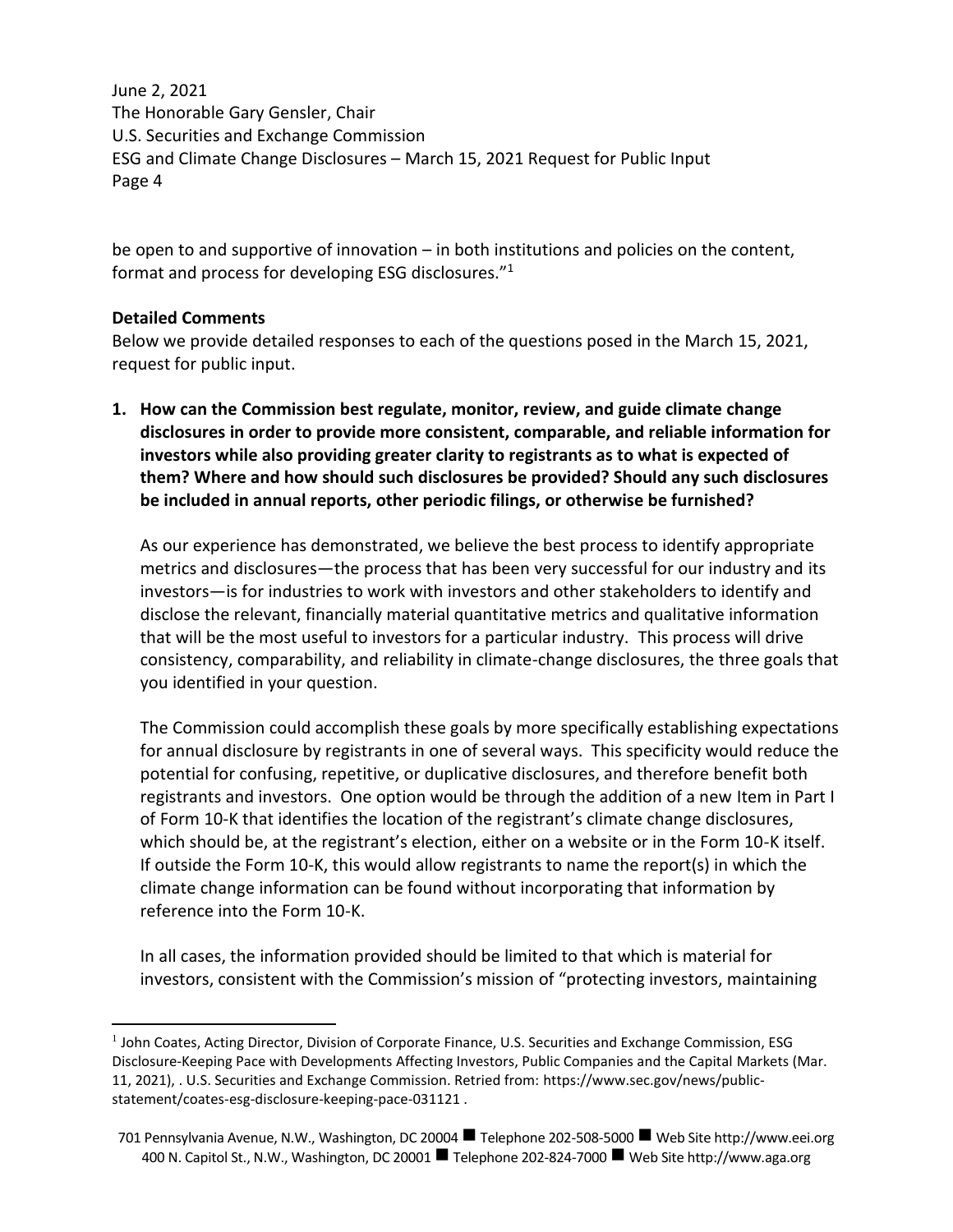be open to and supportive of innovation – in both institutions and policies on the content, format and process for developing ESG disclosures."[1]

**Detailed Comments**

Below we provide detailed responses to each of the questions posed in the March 15, 2021, request for public input.

1. **How can the Commission best regulate, monitor, review, and guide climate change disclosures in order to provide more consistent, comparable, and reliable information for investors while also providing greater clarity to registrants as to what is expected of them? Where and how should such disclosures be provided? Should any such disclosures be included in annual reports, other periodic filings, or otherwise be furnished?**

   As our experience has demonstrated, we believe the best process to identify appropriate metrics and disclosures—the process that has been very successful for our industry and its investors—is for industries to work with investors and other stakeholders to identify and disclose the relevant, financially material quantitative metrics and qualitative information that will be the most useful to investors for a particular industry. This process will drive consistency, comparability, and reliability in climate-change disclosures, the three goals that you identified in your question.

   The Commission could accomplish these goals by more specifically establishing expectations for annual disclosure by registrants in one of several ways. This specificity would reduce the potential for confusing, repetitive, or duplicative disclosures, and therefore benefit both registrants and investors. One option would be through the addition of a new Item in Part I of Form 10-K that identifies the location of the registrant's climate change disclosures, which should be, at the registrant's election, either on a website or in the Form 10-K itself. If outside the Form 10-K, this would allow registrants to name the report(s) in which the climate change information can be found without incorporating that information by reference into the Form 10-K.

   In all cases, the information provided should be limited to that which is material for investors, consistent with the Commission's mission of "protecting investors, maintaining

---

[1] John Coates, Acting Director, Division of Corporate Finance, U.S. Securities and Exchange Commission, ESG Disclosure-Keeping Pace with Developments Affecting Investors, Public Companies and the Capital Markets (Mar. 11, 2021), . U.S. Securities and Exchange Commission. Retried from: https://www.sec.gov/news/public-statement/coates-esg-disclosure-keeping-pace-031121 .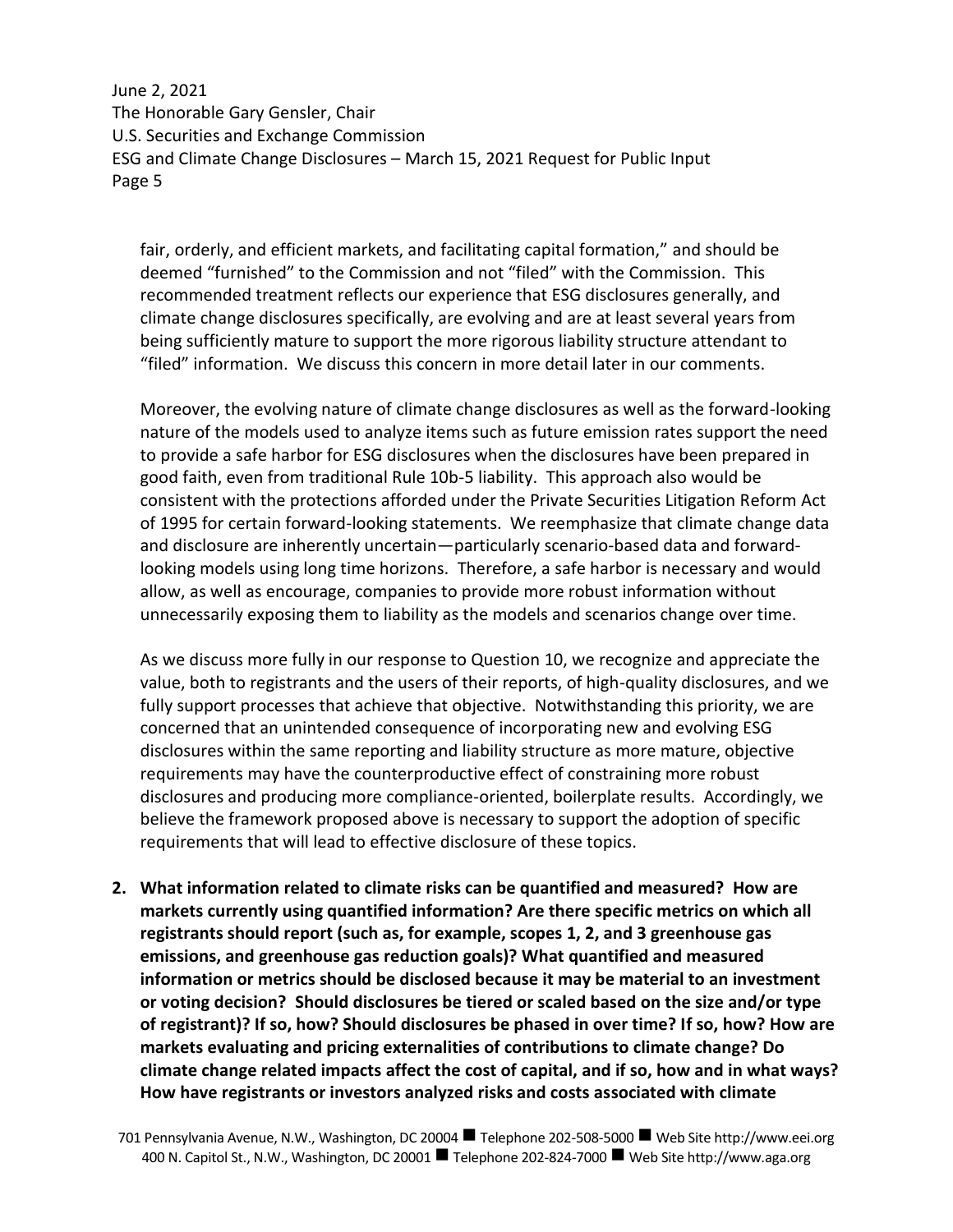fair, orderly, and efficient markets, and facilitating capital formation," and should be deemed "furnished" to the Commission and not "filed" with the Commission. This recommended treatment reflects our experience that ESG disclosures generally, and climate change disclosures specifically, are evolving and are at least several years from being sufficiently mature to support the more rigorous liability structure attendant to "filed" information. We discuss this concern in more detail later in our comments.

Moreover, the evolving nature of climate change disclosures as well as the forward-looking nature of the models used to analyze items such as future emission rates support the need to provide a safe harbor for ESG disclosures when the disclosures have been prepared in good faith, even from traditional Rule 10b-5 liability. This approach also would be consistent with the protections afforded under the Private Securities Litigation Reform Act of 1995 for certain forward-looking statements. We reemphasize that climate change data and disclosure are inherently uncertain—particularly scenario-based data and forward-looking models using long time horizons. Therefore, a safe harbor is necessary and would allow, as well as encourage, companies to provide more robust information without unnecessarily exposing them to liability as the models and scenarios change over time.

As we discuss more fully in our response to Question 10, we recognize and appreciate the value, both to registrants and the users of their reports, of high-quality disclosures, and we fully support processes that achieve that objective. Notwithstanding this priority, we are concerned that an unintended consequence of incorporating new and evolving ESG disclosures within the same reporting and liability structure as more mature, objective requirements may have the counterproductive effect of constraining more robust disclosures and producing more compliance-oriented, boilerplate results. Accordingly, we believe the framework proposed above is necessary to support the adoption of specific requirements that will lead to effective disclosure of these topics.

2. **What information related to climate risks can be quantified and measured? How are markets currently using quantified information? Are there specific metrics on which all registrants should report (such as, for example, scopes 1, 2, and 3 greenhouse gas emissions, and greenhouse gas reduction goals)? What quantified and measured information or metrics should be disclosed because it may be material to an investment or voting decision? Should disclosures be tiered or scaled based on the size and/or type of registrant)? If so, how? Should disclosures be phased in over time? If so, how? How are markets evaluating and pricing externalities of contributions to climate change? Do climate change related impacts affect the cost of capital, and if so, how and in what ways? How have registrants or investors analyzed risks and costs associated with climate**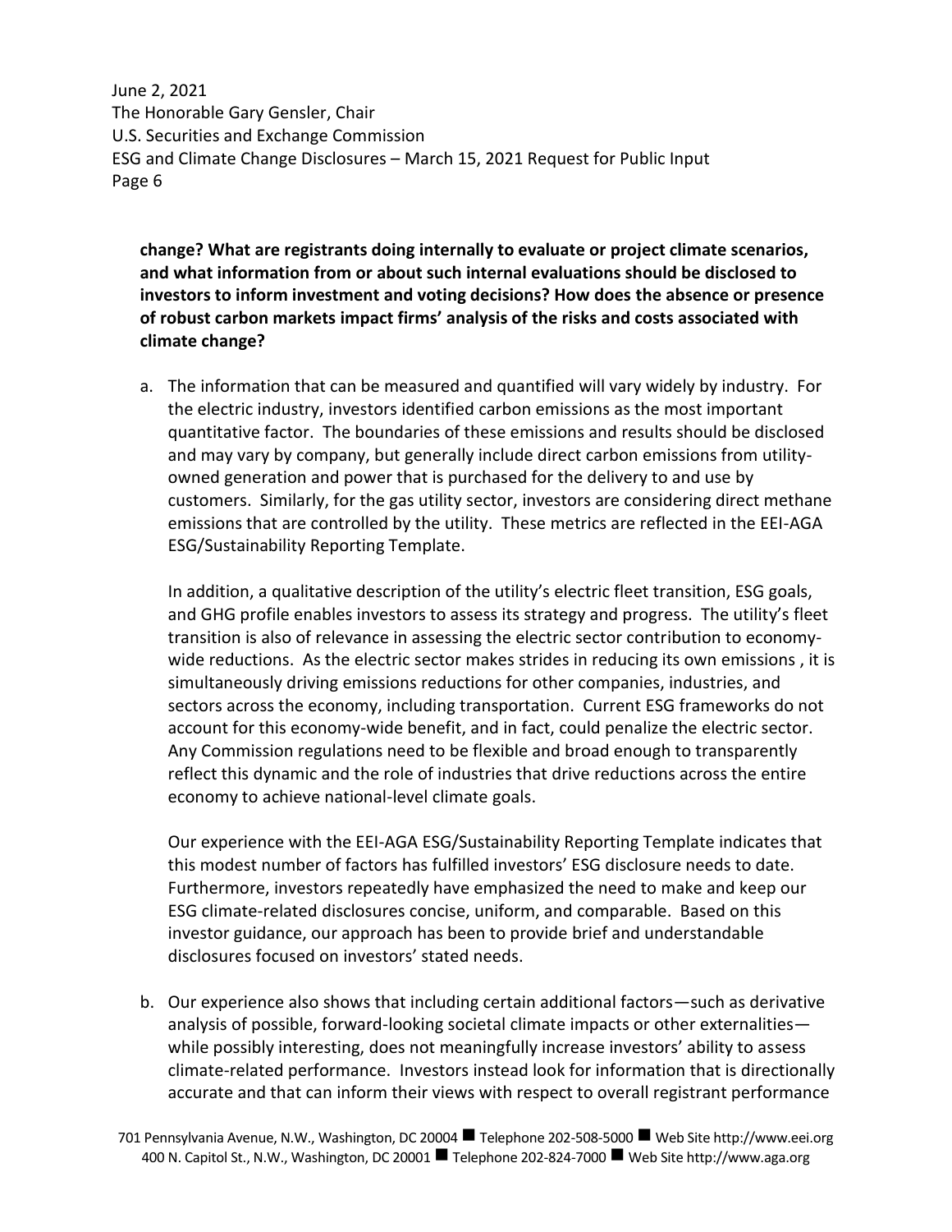**change? What are registrants doing internally to evaluate or project climate scenarios, and what information from or about such internal evaluations should be disclosed to investors to inform investment and voting decisions? How does the absence or presence of robust carbon markets impact firms' analysis of the risks and costs associated with climate change?**

a. The information that can be measured and quantified will vary widely by industry. For the electric industry, investors identified carbon emissions as the most important quantitative factor. The boundaries of these emissions and results should be disclosed and may vary by company, but generally include direct carbon emissions from utility-owned generation and power that is purchased for the delivery to and use by customers. Similarly, for the gas utility sector, investors are considering direct methane emissions that are controlled by the utility. These metrics are reflected in the EEI-AGA ESG/Sustainability Reporting Template.

   In addition, a qualitative description of the utility's electric fleet transition, ESG goals, and GHG profile enables investors to assess its strategy and progress. The utility's fleet transition is also of relevance in assessing the electric sector contribution to economy-wide reductions. As the electric sector makes strides in reducing its own emissions , it is simultaneously driving emissions reductions for other companies, industries, and sectors across the economy, including transportation. Current ESG frameworks do not account for this economy-wide benefit, and in fact, could penalize the electric sector. Any Commission regulations need to be flexible and broad enough to transparently reflect this dynamic and the role of industries that drive reductions across the entire economy to achieve national-level climate goals.

   Our experience with the EEI-AGA ESG/Sustainability Reporting Template indicates that this modest number of factors has fulfilled investors' ESG disclosure needs to date. Furthermore, investors repeatedly have emphasized the need to make and keep our ESG climate-related disclosures concise, uniform, and comparable. Based on this investor guidance, our approach has been to provide brief and understandable disclosures focused on investors' stated needs.

b. Our experience also shows that including certain additional factors—such as derivative analysis of possible, forward-looking societal climate impacts or other externalities—while possibly interesting, does not meaningfully increase investors' ability to assess climate-related performance. Investors instead look for information that is directionally accurate and that can inform their views with respect to overall registrant performance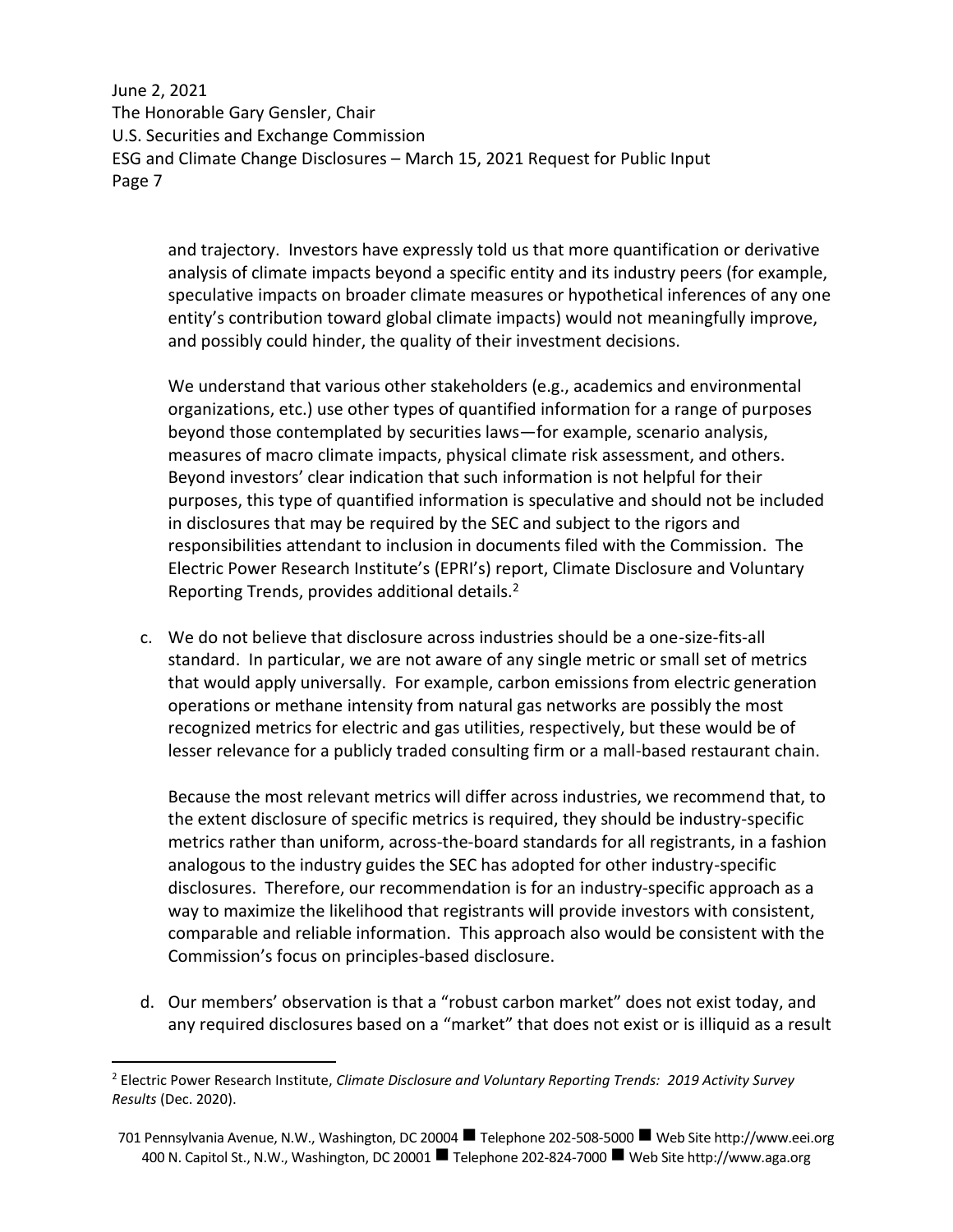and trajectory. Investors have expressly told us that more quantification or derivative analysis of climate impacts beyond a specific entity and its industry peers (for example, speculative impacts on broader climate measures or hypothetical inferences of any one entity's contribution toward global climate impacts) would not meaningfully improve, and possibly could hinder, the quality of their investment decisions.

We understand that various other stakeholders (e.g., academics and environmental organizations, etc.) use other types of quantified information for a range of purposes beyond those contemplated by securities laws—for example, scenario analysis, measures of macro climate impacts, physical climate risk assessment, and others. Beyond investors' clear indication that such information is not helpful for their purposes, this type of quantified information is speculative and should not be included in disclosures that may be required by the SEC and subject to the rigors and responsibilities attendant to inclusion in documents filed with the Commission. The Electric Power Research Institute's (EPRI's) report, Climate Disclosure and Voluntary Reporting Trends, provides additional details.[2]

c. We do not believe that disclosure across industries should be a one-size-fits-all standard. In particular, we are not aware of any single metric or small set of metrics that would apply universally. For example, carbon emissions from electric generation operations or methane intensity from natural gas networks are possibly the most recognized metrics for electric and gas utilities, respectively, but these would be of lesser relevance for a publicly traded consulting firm or a mall-based restaurant chain.

   Because the most relevant metrics will differ across industries, we recommend that, to the extent disclosure of specific metrics is required, they should be industry-specific metrics rather than uniform, across-the-board standards for all registrants, in a fashion analogous to the industry guides the SEC has adopted for other industry-specific disclosures. Therefore, our recommendation is for an industry-specific approach as a way to maximize the likelihood that registrants will provide investors with consistent, comparable and reliable information. This approach also would be consistent with the Commission's focus on principles-based disclosure.

d. Our members' observation is that a "robust carbon market" does not exist today, and any required disclosures based on a "market" that does not exist or is illiquid as a result

---

[2] Electric Power Research Institute, *Climate Disclosure and Voluntary Reporting Trends: 2019 Activity Survey Results* (Dec. 2020).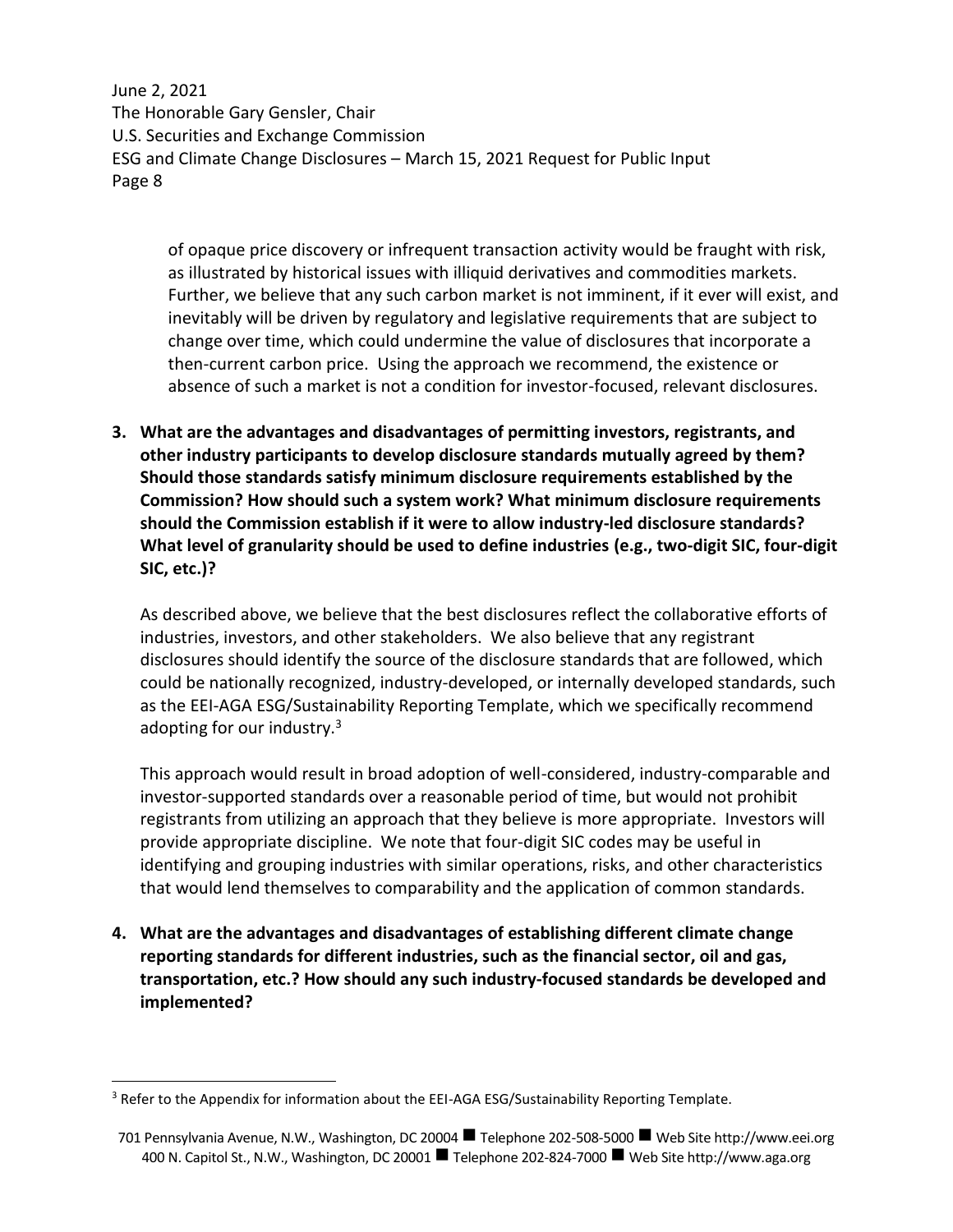of opaque price discovery or infrequent transaction activity would be fraught with risk, as illustrated by historical issues with illiquid derivatives and commodities markets. Further, we believe that any such carbon market is not imminent, if it ever will exist, and inevitably will be driven by regulatory and legislative requirements that are subject to change over time, which could undermine the value of disclosures that incorporate a then-current carbon price. Using the approach we recommend, the existence or absence of such a market is not a condition for investor-focused, relevant disclosures.

**3. What are the advantages and disadvantages of permitting investors, registrants, and other industry participants to develop disclosure standards mutually agreed by them? Should those standards satisfy minimum disclosure requirements established by the Commission? How should such a system work? What minimum disclosure requirements should the Commission establish if it were to allow industry-led disclosure standards? What level of granularity should be used to define industries (e.g., two-digit SIC, four-digit SIC, etc.)?**

As described above, we believe that the best disclosures reflect the collaborative efforts of industries, investors, and other stakeholders. We also believe that any registrant disclosures should identify the source of the disclosure standards that are followed, which could be nationally recognized, industry-developed, or internally developed standards, such as the EEI-AGA ESG/Sustainability Reporting Template, which we specifically recommend adopting for our industry.[3]

This approach would result in broad adoption of well-considered, industry-comparable and investor-supported standards over a reasonable period of time, but would not prohibit registrants from utilizing an approach that they believe is more appropriate. Investors will provide appropriate discipline. We note that four-digit SIC codes may be useful in identifying and grouping industries with similar operations, risks, and other characteristics that would lend themselves to comparability and the application of common standards.

**4. What are the advantages and disadvantages of establishing different climate change reporting standards for different industries, such as the financial sector, oil and gas, transportation, etc.? How should any such industry-focused standards be developed and implemented?**

---

[3] Refer to the Appendix for information about the EEI-AGA ESG/Sustainability Reporting Template.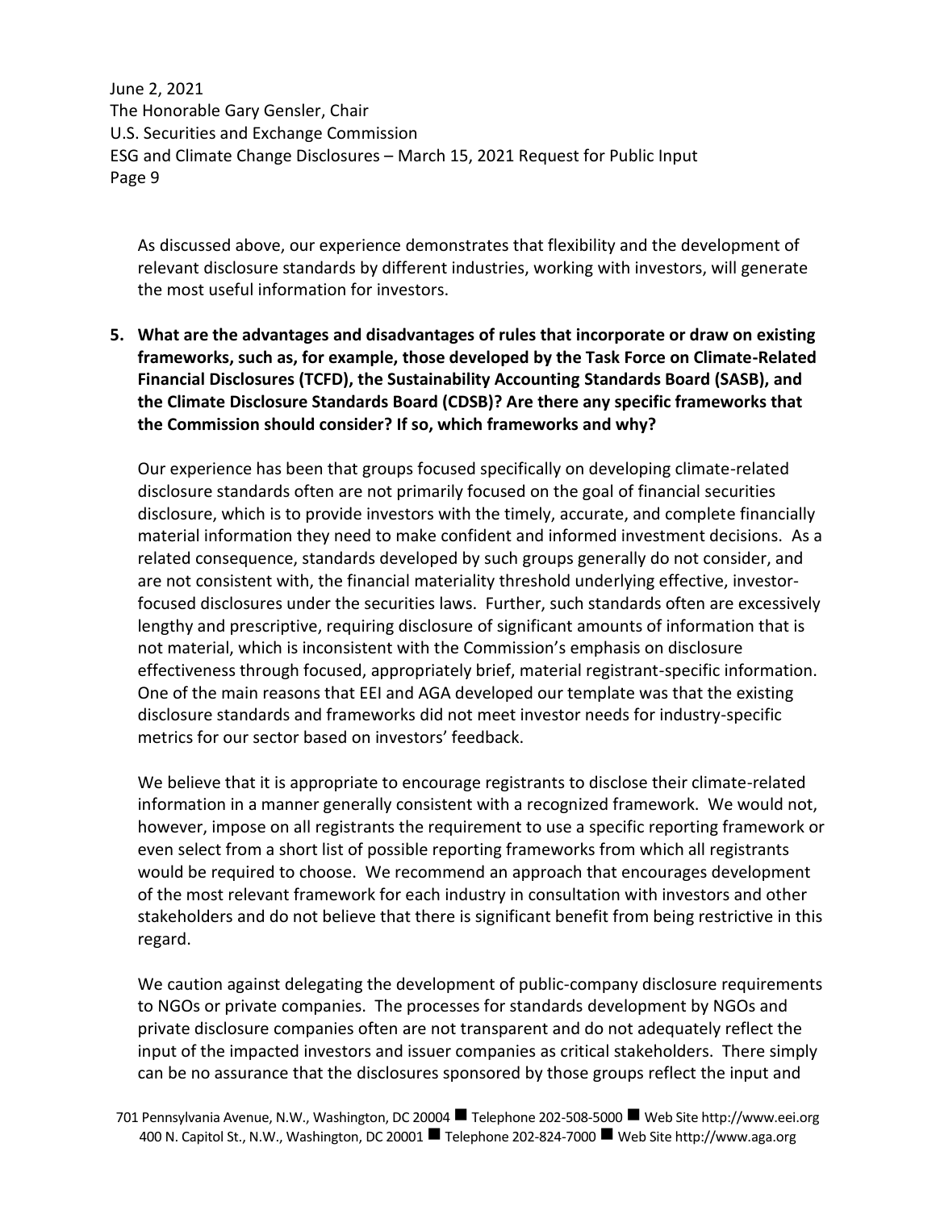As discussed above, our experience demonstrates that flexibility and the development of relevant disclosure standards by different industries, working with investors, will generate the most useful information for investors.

**5. What are the advantages and disadvantages of rules that incorporate or draw on existing frameworks, such as, for example, those developed by the Task Force on Climate-Related Financial Disclosures (TCFD), the Sustainability Accounting Standards Board (SASB), and the Climate Disclosure Standards Board (CDSB)? Are there any specific frameworks that the Commission should consider? If so, which frameworks and why?**

Our experience has been that groups focused specifically on developing climate-related disclosure standards often are not primarily focused on the goal of financial securities disclosure, which is to provide investors with the timely, accurate, and complete financially material information they need to make confident and informed investment decisions. As a related consequence, standards developed by such groups generally do not consider, and are not consistent with, the financial materiality threshold underlying effective, investor-focused disclosures under the securities laws. Further, such standards often are excessively lengthy and prescriptive, requiring disclosure of significant amounts of information that is not material, which is inconsistent with the Commission's emphasis on disclosure effectiveness through focused, appropriately brief, material registrant-specific information. One of the main reasons that EEI and AGA developed our template was that the existing disclosure standards and frameworks did not meet investor needs for industry-specific metrics for our sector based on investors' feedback.

We believe that it is appropriate to encourage registrants to disclose their climate-related information in a manner generally consistent with a recognized framework. We would not, however, impose on all registrants the requirement to use a specific reporting framework or even select from a short list of possible reporting frameworks from which all registrants would be required to choose. We recommend an approach that encourages development of the most relevant framework for each industry in consultation with investors and other stakeholders and do not believe that there is significant benefit from being restrictive in this regard.

We caution against delegating the development of public-company disclosure requirements to NGOs or private companies. The processes for standards development by NGOs and private disclosure companies often are not transparent and do not adequately reflect the input of the impacted investors and issuer companies as critical stakeholders. There simply can be no assurance that the disclosures sponsored by those groups reflect the input and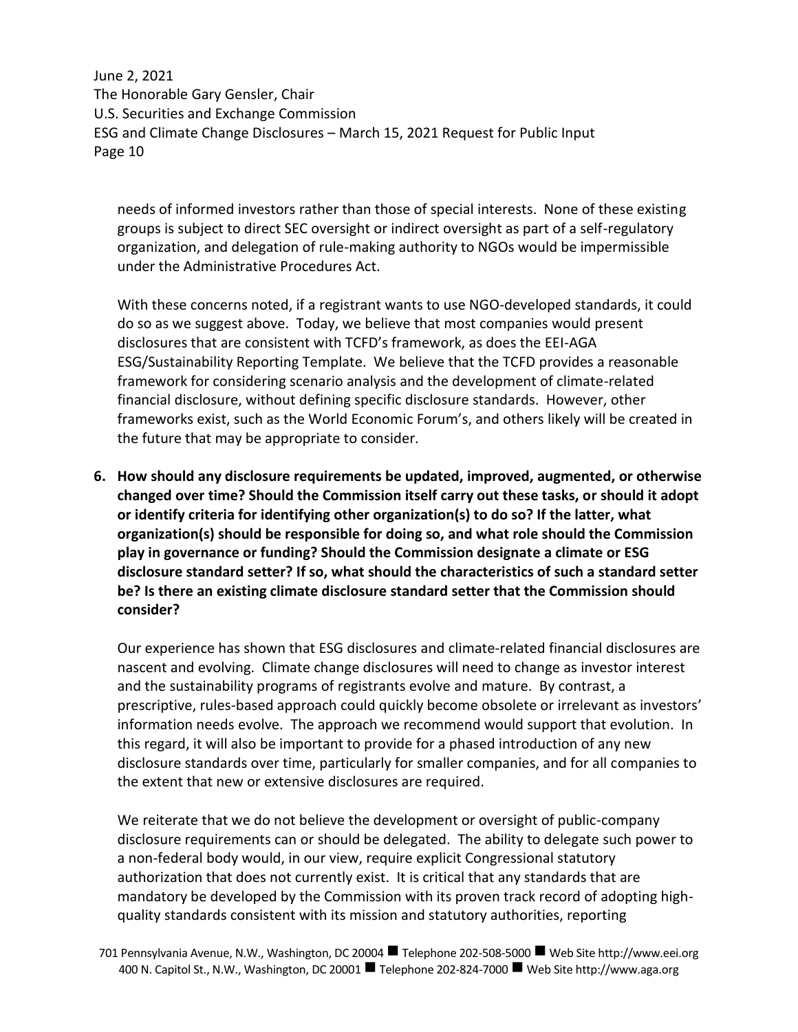needs of informed investors rather than those of special interests. None of these existing groups is subject to direct SEC oversight or indirect oversight as part of a self-regulatory organization, and delegation of rule-making authority to NGOs would be impermissible under the Administrative Procedures Act.

With these concerns noted, if a registrant wants to use NGO-developed standards, it could do so as we suggest above. Today, we believe that most companies would present disclosures that are consistent with TCFD's framework, as does the EEI-AGA ESG/Sustainability Reporting Template. We believe that the TCFD provides a reasonable framework for considering scenario analysis and the development of climate-related financial disclosure, without defining specific disclosure standards. However, other frameworks exist, such as the World Economic Forum's, and others likely will be created in the future that may be appropriate to consider.

6. **How should any disclosure requirements be updated, improved, augmented, or otherwise changed over time? Should the Commission itself carry out these tasks, or should it adopt or identify criteria for identifying other organization(s) to do so? If the latter, what organization(s) should be responsible for doing so, and what role should the Commission play in governance or funding? Should the Commission designate a climate or ESG disclosure standard setter? If so, what should the characteristics of such a standard setter be? Is there an existing climate disclosure standard setter that the Commission should consider?**

   Our experience has shown that ESG disclosures and climate-related financial disclosures are nascent and evolving. Climate change disclosures will need to change as investor interest and the sustainability programs of registrants evolve and mature. By contrast, a prescriptive, rules-based approach could quickly become obsolete or irrelevant as investors' information needs evolve. The approach we recommend would support that evolution. In this regard, it will also be important to provide for a phased introduction of any new disclosure standards over time, particularly for smaller companies, and for all companies to the extent that new or extensive disclosures are required.

   We reiterate that we do not believe the development or oversight of public-company disclosure requirements can or should be delegated. The ability to delegate such power to a non-federal body would, in our view, require explicit Congressional statutory authorization that does not currently exist. It is critical that any standards that are mandatory be developed by the Commission with its proven track record of adopting high-quality standards consistent with its mission and statutory authorities, reporting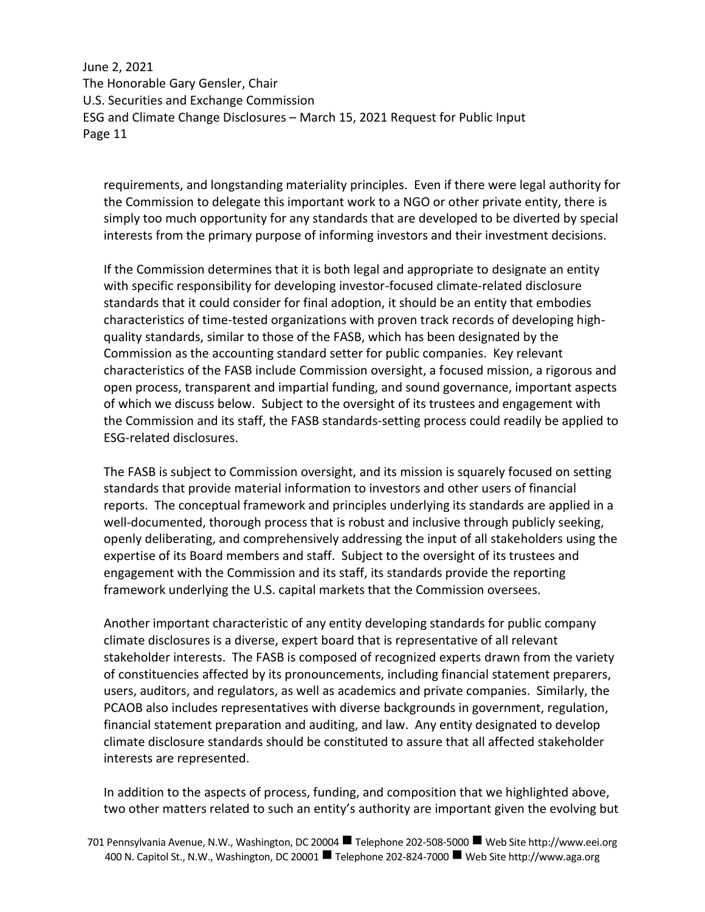requirements, and longstanding materiality principles. Even if there were legal authority for the Commission to delegate this important work to a NGO or other private entity, there is simply too much opportunity for any standards that are developed to be diverted by special interests from the primary purpose of informing investors and their investment decisions.

If the Commission determines that it is both legal and appropriate to designate an entity with specific responsibility for developing investor-focused climate-related disclosure standards that it could consider for final adoption, it should be an entity that embodies characteristics of time-tested organizations with proven track records of developing high-quality standards, similar to those of the FASB, which has been designated by the Commission as the accounting standard setter for public companies. Key relevant characteristics of the FASB include Commission oversight, a focused mission, a rigorous and open process, transparent and impartial funding, and sound governance, important aspects of which we discuss below. Subject to the oversight of its trustees and engagement with the Commission and its staff, the FASB standards-setting process could readily be applied to ESG-related disclosures.

The FASB is subject to Commission oversight, and its mission is squarely focused on setting standards that provide material information to investors and other users of financial reports. The conceptual framework and principles underlying its standards are applied in a well-documented, thorough process that is robust and inclusive through publicly seeking, openly deliberating, and comprehensively addressing the input of all stakeholders using the expertise of its Board members and staff. Subject to the oversight of its trustees and engagement with the Commission and its staff, its standards provide the reporting framework underlying the U.S. capital markets that the Commission oversees.

Another important characteristic of any entity developing standards for public company climate disclosures is a diverse, expert board that is representative of all relevant stakeholder interests. The FASB is composed of recognized experts drawn from the variety of constituencies affected by its pronouncements, including financial statement preparers, users, auditors, and regulators, as well as academics and private companies. Similarly, the PCAOB also includes representatives with diverse backgrounds in government, regulation, financial statement preparation and auditing, and law. Any entity designated to develop climate disclosure standards should be constituted to assure that all affected stakeholder interests are represented.

In addition to the aspects of process, funding, and composition that we highlighted above, two other matters related to such an entity's authority are important given the evolving but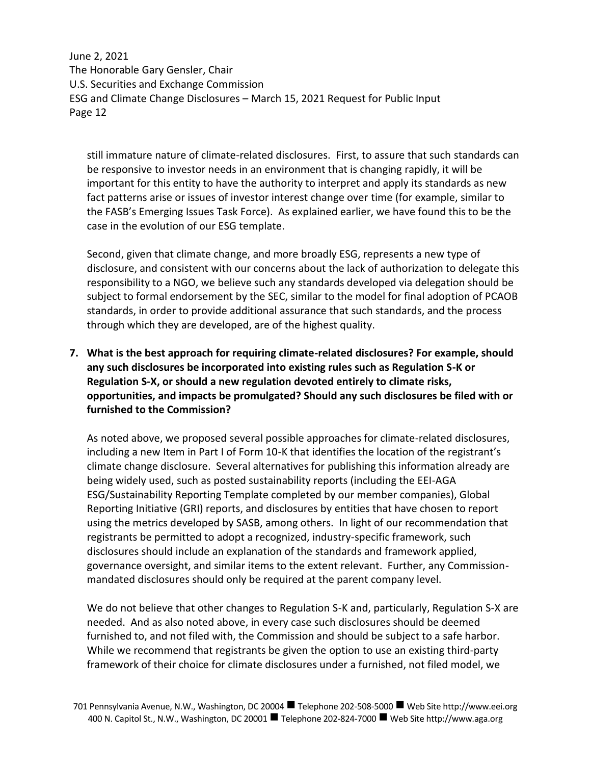still immature nature of climate-related disclosures. First, to assure that such standards can be responsive to investor needs in an environment that is changing rapidly, it will be important for this entity to have the authority to interpret and apply its standards as new fact patterns arise or issues of investor interest change over time (for example, similar to the FASB's Emerging Issues Task Force). As explained earlier, we have found this to be the case in the evolution of our ESG template.

Second, given that climate change, and more broadly ESG, represents a new type of disclosure, and consistent with our concerns about the lack of authorization to delegate this responsibility to a NGO, we believe such any standards developed via delegation should be subject to formal endorsement by the SEC, similar to the model for final adoption of PCAOB standards, in order to provide additional assurance that such standards, and the process through which they are developed, are of the highest quality.

**7. What is the best approach for requiring climate-related disclosures? For example, should any such disclosures be incorporated into existing rules such as Regulation S-K or Regulation S-X, or should a new regulation devoted entirely to climate risks, opportunities, and impacts be promulgated? Should any such disclosures be filed with or furnished to the Commission?**

As noted above, we proposed several possible approaches for climate-related disclosures, including a new Item in Part I of Form 10-K that identifies the location of the registrant's climate change disclosure. Several alternatives for publishing this information already are being widely used, such as posted sustainability reports (including the EEI-AGA ESG/Sustainability Reporting Template completed by our member companies), Global Reporting Initiative (GRI) reports, and disclosures by entities that have chosen to report using the metrics developed by SASB, among others. In light of our recommendation that registrants be permitted to adopt a recognized, industry-specific framework, such disclosures should include an explanation of the standards and framework applied, governance oversight, and similar items to the extent relevant. Further, any Commission-mandated disclosures should only be required at the parent company level.

We do not believe that other changes to Regulation S-K and, particularly, Regulation S-X are needed. And as also noted above, in every case such disclosures should be deemed furnished to, and not filed with, the Commission and should be subject to a safe harbor. While we recommend that registrants be given the option to use an existing third-party framework of their choice for climate disclosures under a furnished, not filed model, we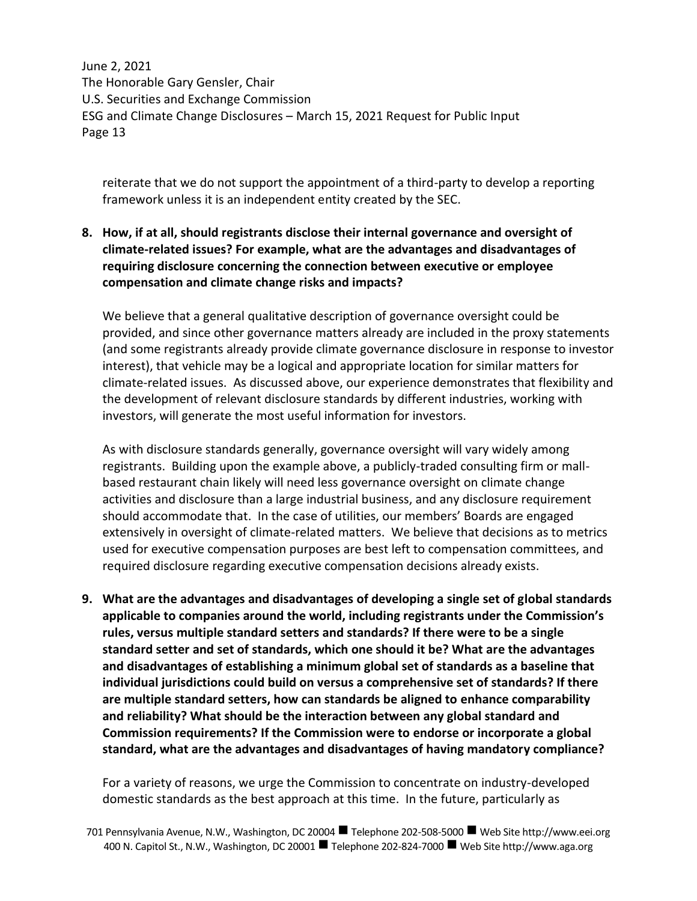reiterate that we do not support the appointment of a third-party to develop a reporting framework unless it is an independent entity created by the SEC.

**8. How, if at all, should registrants disclose their internal governance and oversight of climate-related issues? For example, what are the advantages and disadvantages of requiring disclosure concerning the connection between executive or employee compensation and climate change risks and impacts?**

We believe that a general qualitative description of governance oversight could be provided, and since other governance matters already are included in the proxy statements (and some registrants already provide climate governance disclosure in response to investor interest), that vehicle may be a logical and appropriate location for similar matters for climate-related issues. As discussed above, our experience demonstrates that flexibility and the development of relevant disclosure standards by different industries, working with investors, will generate the most useful information for investors.

As with disclosure standards generally, governance oversight will vary widely among registrants. Building upon the example above, a publicly-traded consulting firm or mall-based restaurant chain likely will need less governance oversight on climate change activities and disclosure than a large industrial business, and any disclosure requirement should accommodate that. In the case of utilities, our members' Boards are engaged extensively in oversight of climate-related matters. We believe that decisions as to metrics used for executive compensation purposes are best left to compensation committees, and required disclosure regarding executive compensation decisions already exists.

**9. What are the advantages and disadvantages of developing a single set of global standards applicable to companies around the world, including registrants under the Commission's rules, versus multiple standard setters and standards? If there were to be a single standard setter and set of standards, which one should it be? What are the advantages and disadvantages of establishing a minimum global set of standards as a baseline that individual jurisdictions could build on versus a comprehensive set of standards? If there are multiple standard setters, how can standards be aligned to enhance comparability and reliability? What should be the interaction between any global standard and Commission requirements? If the Commission were to endorse or incorporate a global standard, what are the advantages and disadvantages of having mandatory compliance?**

For a variety of reasons, we urge the Commission to concentrate on industry-developed domestic standards as the best approach at this time. In the future, particularly as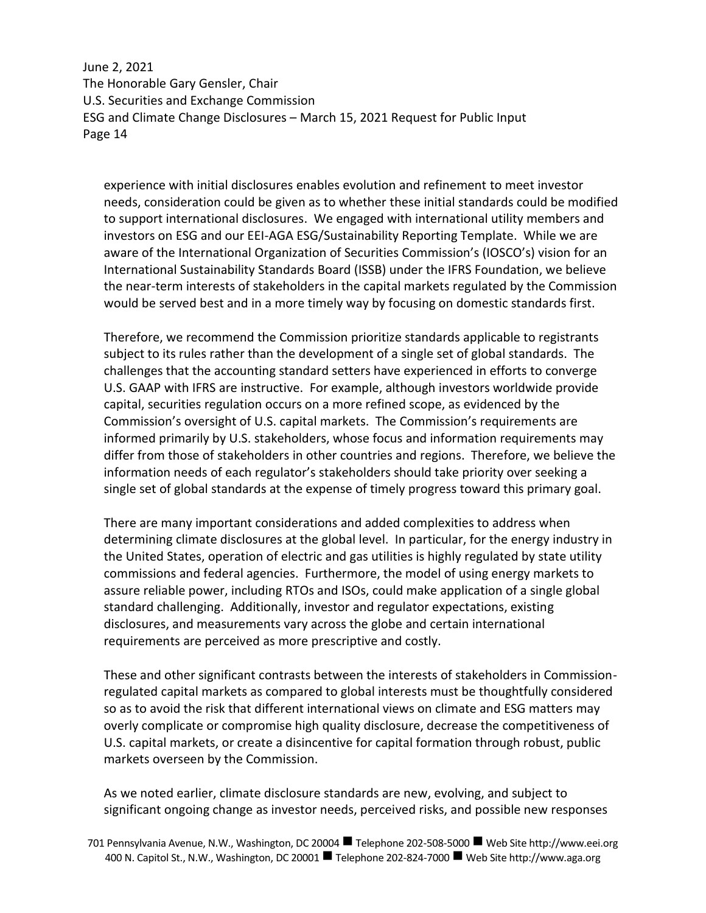experience with initial disclosures enables evolution and refinement to meet investor needs, consideration could be given as to whether these initial standards could be modified to support international disclosures. We engaged with international utility members and investors on ESG and our EEI-AGA ESG/Sustainability Reporting Template. While we are aware of the International Organization of Securities Commission's (IOSCO's) vision for an International Sustainability Standards Board (ISSB) under the IFRS Foundation, we believe the near-term interests of stakeholders in the capital markets regulated by the Commission would be served best and in a more timely way by focusing on domestic standards first.

Therefore, we recommend the Commission prioritize standards applicable to registrants subject to its rules rather than the development of a single set of global standards. The challenges that the accounting standard setters have experienced in efforts to converge U.S. GAAP with IFRS are instructive. For example, although investors worldwide provide capital, securities regulation occurs on a more refined scope, as evidenced by the Commission's oversight of U.S. capital markets. The Commission's requirements are informed primarily by U.S. stakeholders, whose focus and information requirements may differ from those of stakeholders in other countries and regions. Therefore, we believe the information needs of each regulator's stakeholders should take priority over seeking a single set of global standards at the expense of timely progress toward this primary goal.

There are many important considerations and added complexities to address when determining climate disclosures at the global level. In particular, for the energy industry in the United States, operation of electric and gas utilities is highly regulated by state utility commissions and federal agencies. Furthermore, the model of using energy markets to assure reliable power, including RTOs and ISOs, could make application of a single global standard challenging. Additionally, investor and regulator expectations, existing disclosures, and measurements vary across the globe and certain international requirements are perceived as more prescriptive and costly.

These and other significant contrasts between the interests of stakeholders in Commission-regulated capital markets as compared to global interests must be thoughtfully considered so as to avoid the risk that different international views on climate and ESG matters may overly complicate or compromise high quality disclosure, decrease the competitiveness of U.S. capital markets, or create a disincentive for capital formation through robust, public markets overseen by the Commission.

As we noted earlier, climate disclosure standards are new, evolving, and subject to significant ongoing change as investor needs, perceived risks, and possible new responses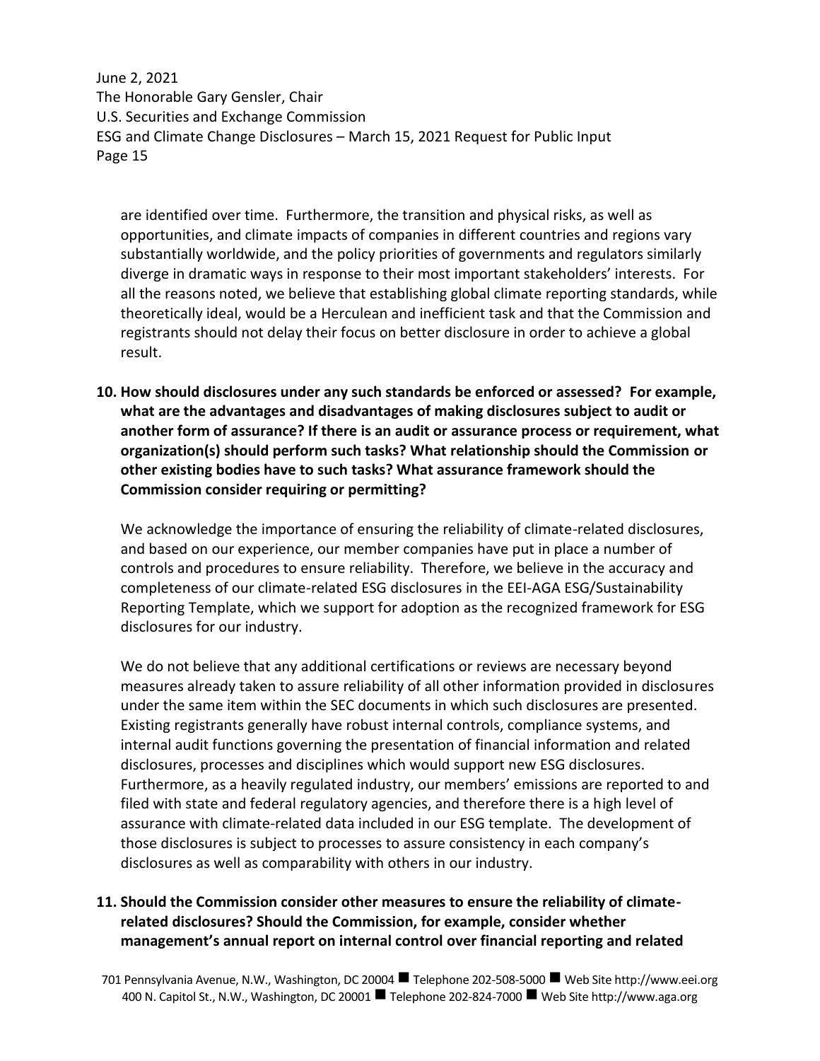are identified over time. Furthermore, the transition and physical risks, as well as opportunities, and climate impacts of companies in different countries and regions vary substantially worldwide, and the policy priorities of governments and regulators similarly diverge in dramatic ways in response to their most important stakeholders' interests. For all the reasons noted, we believe that establishing global climate reporting standards, while theoretically ideal, would be a Herculean and inefficient task and that the Commission and registrants should not delay their focus on better disclosure in order to achieve a global result.

**10. How should disclosures under any such standards be enforced or assessed? For example, what are the advantages and disadvantages of making disclosures subject to audit or another form of assurance? If there is an audit or assurance process or requirement, what organization(s) should perform such tasks? What relationship should the Commission or other existing bodies have to such tasks? What assurance framework should the Commission consider requiring or permitting?**

We acknowledge the importance of ensuring the reliability of climate-related disclosures, and based on our experience, our member companies have put in place a number of controls and procedures to ensure reliability. Therefore, we believe in the accuracy and completeness of our climate-related ESG disclosures in the EEI-AGA ESG/Sustainability Reporting Template, which we support for adoption as the recognized framework for ESG disclosures for our industry.

We do not believe that any additional certifications or reviews are necessary beyond measures already taken to assure reliability of all other information provided in disclosures under the same item within the SEC documents in which such disclosures are presented. Existing registrants generally have robust internal controls, compliance systems, and internal audit functions governing the presentation of financial information and related disclosures, processes and disciplines which would support new ESG disclosures. Furthermore, as a heavily regulated industry, our members' emissions are reported to and filed with state and federal regulatory agencies, and therefore there is a high level of assurance with climate-related data included in our ESG template. The development of those disclosures is subject to processes to assure consistency in each company's disclosures as well as comparability with others in our industry.

**11. Should the Commission consider other measures to ensure the reliability of climate-related disclosures? Should the Commission, for example, consider whether management's annual report on internal control over financial reporting and related**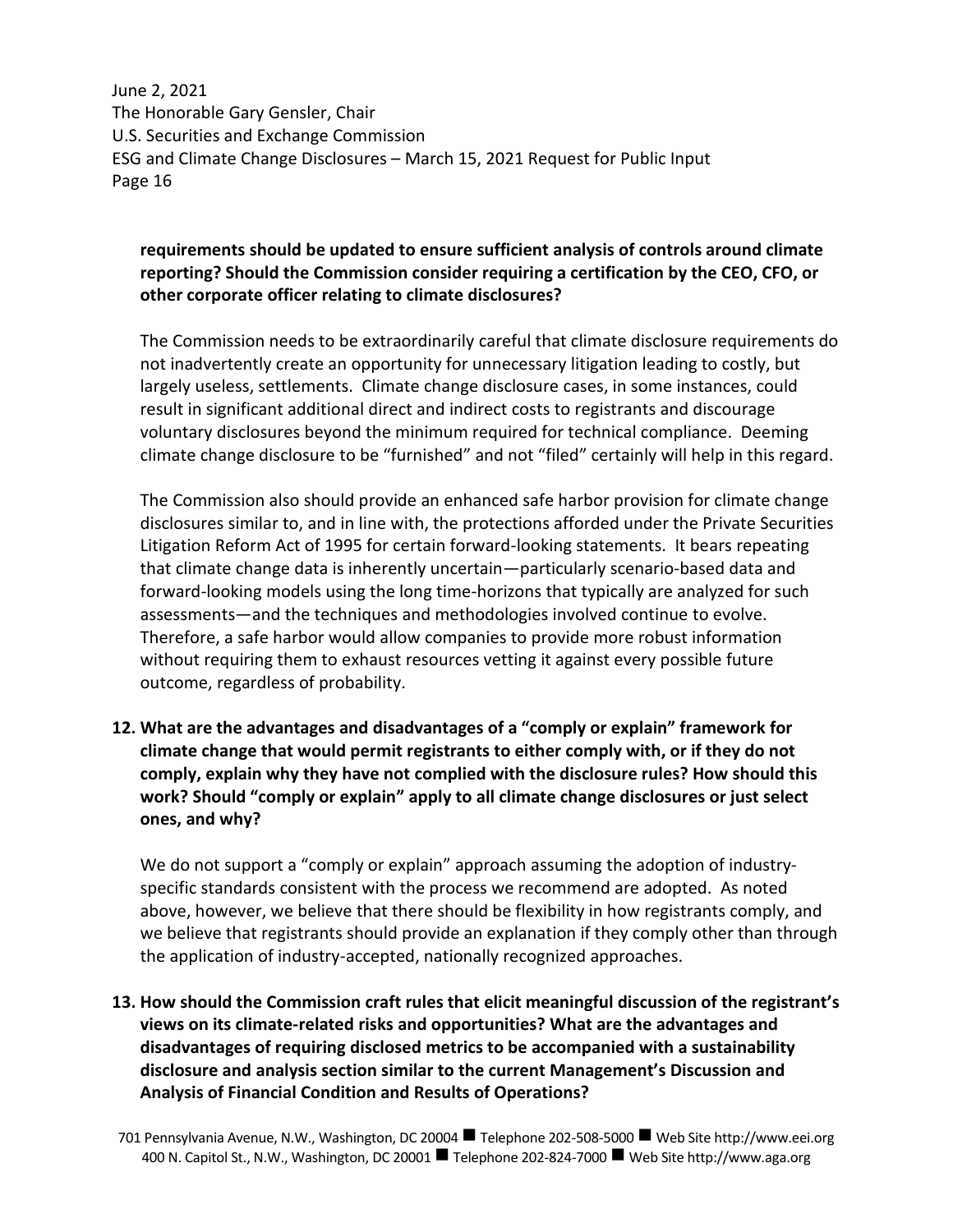**requirements should be updated to ensure sufficient analysis of controls around climate reporting? Should the Commission consider requiring a certification by the CEO, CFO, or other corporate officer relating to climate disclosures?**

The Commission needs to be extraordinarily careful that climate disclosure requirements do not inadvertently create an opportunity for unnecessary litigation leading to costly, but largely useless, settlements. Climate change disclosure cases, in some instances, could result in significant additional direct and indirect costs to registrants and discourage voluntary disclosures beyond the minimum required for technical compliance. Deeming climate change disclosure to be "furnished" and not "filed" certainly will help in this regard.

The Commission also should provide an enhanced safe harbor provision for climate change disclosures similar to, and in line with, the protections afforded under the Private Securities Litigation Reform Act of 1995 for certain forward-looking statements. It bears repeating that climate change data is inherently uncertain—particularly scenario-based data and forward-looking models using the long time-horizons that typically are analyzed for such assessments—and the techniques and methodologies involved continue to evolve. Therefore, a safe harbor would allow companies to provide more robust information without requiring them to exhaust resources vetting it against every possible future outcome, regardless of probability.

**12. What are the advantages and disadvantages of a "comply or explain" framework for climate change that would permit registrants to either comply with, or if they do not comply, explain why they have not complied with the disclosure rules? How should this work? Should "comply or explain" apply to all climate change disclosures or just select ones, and why?**

We do not support a "comply or explain" approach assuming the adoption of industry-specific standards consistent with the process we recommend are adopted. As noted above, however, we believe that there should be flexibility in how registrants comply, and we believe that registrants should provide an explanation if they comply other than through the application of industry-accepted, nationally recognized approaches.

**13. How should the Commission craft rules that elicit meaningful discussion of the registrant's views on its climate-related risks and opportunities? What are the advantages and disadvantages of requiring disclosed metrics to be accompanied with a sustainability disclosure and analysis section similar to the current Management's Discussion and Analysis of Financial Condition and Results of Operations?**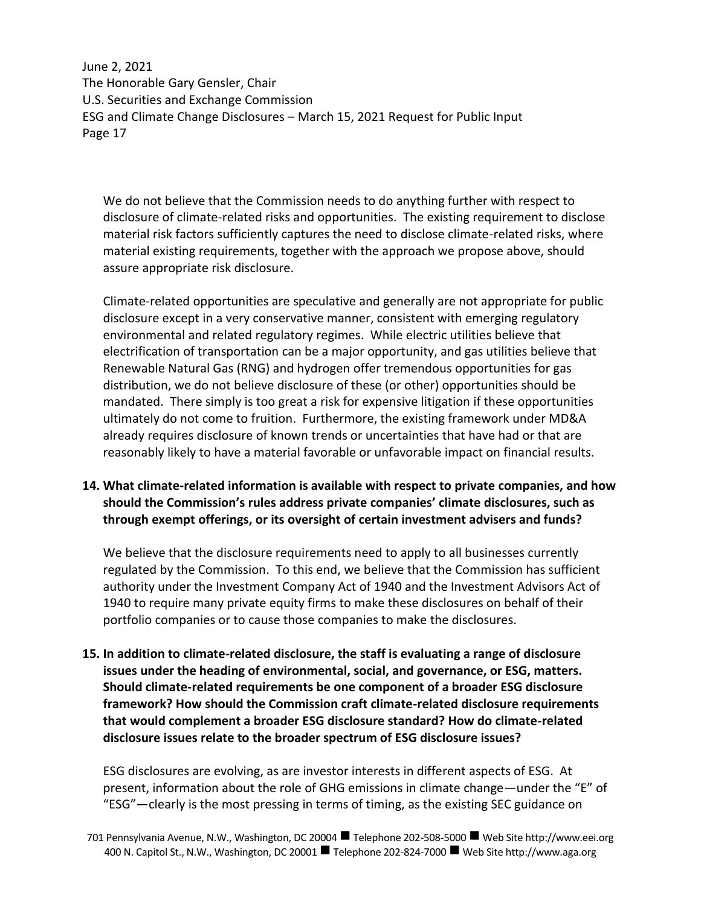We do not believe that the Commission needs to do anything further with respect to disclosure of climate-related risks and opportunities. The existing requirement to disclose material risk factors sufficiently captures the need to disclose climate-related risks, where material existing requirements, together with the approach we propose above, should assure appropriate risk disclosure.

Climate-related opportunities are speculative and generally are not appropriate for public disclosure except in a very conservative manner, consistent with emerging regulatory environmental and related regulatory regimes. While electric utilities believe that electrification of transportation can be a major opportunity, and gas utilities believe that Renewable Natural Gas (RNG) and hydrogen offer tremendous opportunities for gas distribution, we do not believe disclosure of these (or other) opportunities should be mandated. There simply is too great a risk for expensive litigation if these opportunities ultimately do not come to fruition. Furthermore, the existing framework under MD&A already requires disclosure of known trends or uncertainties that have had or that are reasonably likely to have a material favorable or unfavorable impact on financial results.

**14. What climate-related information is available with respect to private companies, and how should the Commission's rules address private companies' climate disclosures, such as through exempt offerings, or its oversight of certain investment advisers and funds?**

We believe that the disclosure requirements need to apply to all businesses currently regulated by the Commission. To this end, we believe that the Commission has sufficient authority under the Investment Company Act of 1940 and the Investment Advisors Act of 1940 to require many private equity firms to make these disclosures on behalf of their portfolio companies or to cause those companies to make the disclosures.

**15. In addition to climate-related disclosure, the staff is evaluating a range of disclosure issues under the heading of environmental, social, and governance, or ESG, matters. Should climate-related requirements be one component of a broader ESG disclosure framework? How should the Commission craft climate-related disclosure requirements that would complement a broader ESG disclosure standard? How do climate-related disclosure issues relate to the broader spectrum of ESG disclosure issues?**

ESG disclosures are evolving, as are investor interests in different aspects of ESG. At present, information about the role of GHG emissions in climate change—under the "E" of "ESG"—clearly is the most pressing in terms of timing, as the existing SEC guidance on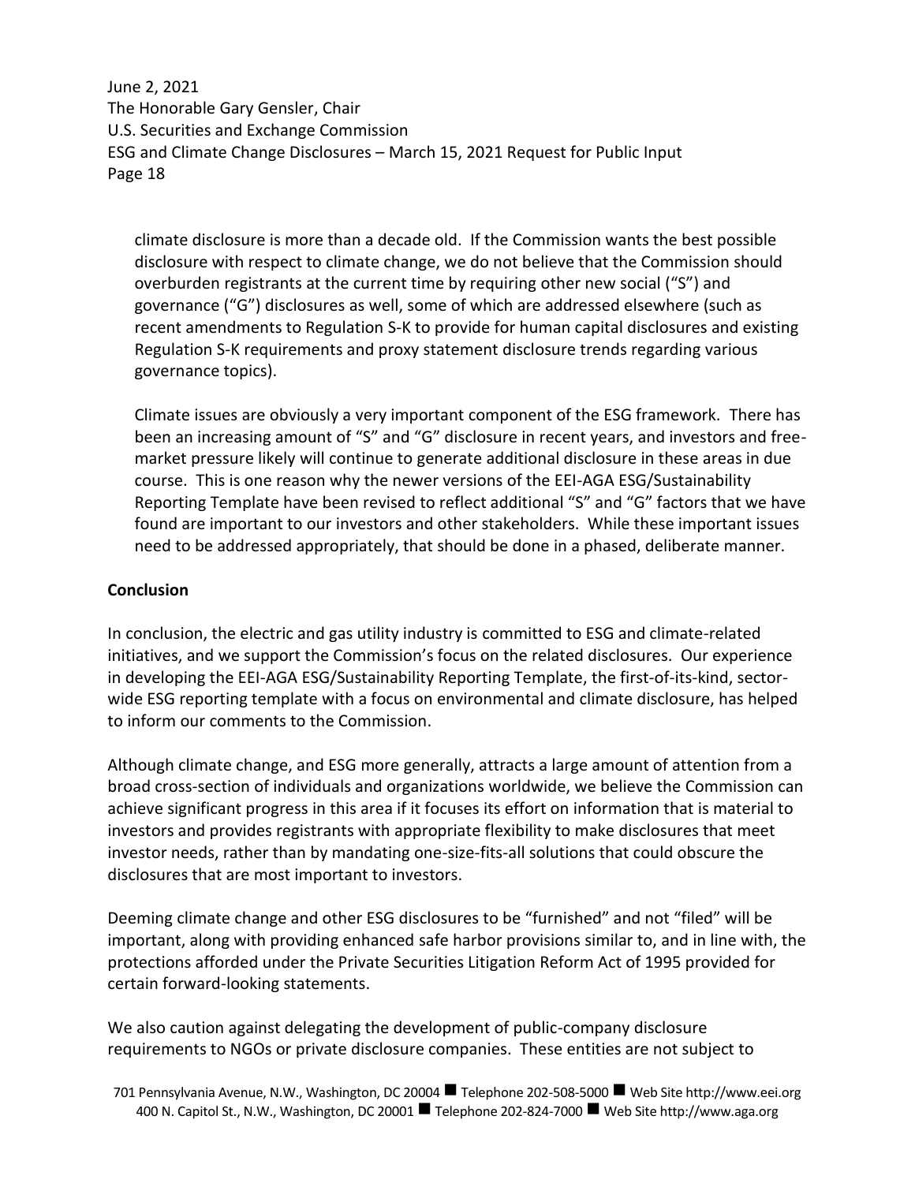climate disclosure is more than a decade old. If the Commission wants the best possible disclosure with respect to climate change, we do not believe that the Commission should overburden registrants at the current time by requiring other new social ("S") and governance ("G") disclosures as well, some of which are addressed elsewhere (such as recent amendments to Regulation S-K to provide for human capital disclosures and existing Regulation S-K requirements and proxy statement disclosure trends regarding various governance topics).

Climate issues are obviously a very important component of the ESG framework. There has been an increasing amount of "S" and "G" disclosure in recent years, and investors and free-market pressure likely will continue to generate additional disclosure in these areas in due course. This is one reason why the newer versions of the EEI-AGA ESG/Sustainability Reporting Template have been revised to reflect additional "S" and "G" factors that we have found are important to our investors and other stakeholders. While these important issues need to be addressed appropriately, that should be done in a phased, deliberate manner.

**Conclusion**

In conclusion, the electric and gas utility industry is committed to ESG and climate-related initiatives, and we support the Commission's focus on the related disclosures. Our experience in developing the EEI-AGA ESG/Sustainability Reporting Template, the first-of-its-kind, sector-wide ESG reporting template with a focus on environmental and climate disclosure, has helped to inform our comments to the Commission.

Although climate change, and ESG more generally, attracts a large amount of attention from a broad cross-section of individuals and organizations worldwide, we believe the Commission can achieve significant progress in this area if it focuses its effort on information that is material to investors and provides registrants with appropriate flexibility to make disclosures that meet investor needs, rather than by mandating one-size-fits-all solutions that could obscure the disclosures that are most important to investors.

Deeming climate change and other ESG disclosures to be "furnished" and not "filed" will be important, along with providing enhanced safe harbor provisions similar to, and in line with, the protections afforded under the Private Securities Litigation Reform Act of 1995 provided for certain forward-looking statements.

We also caution against delegating the development of public-company disclosure requirements to NGOs or private disclosure companies. These entities are not subject to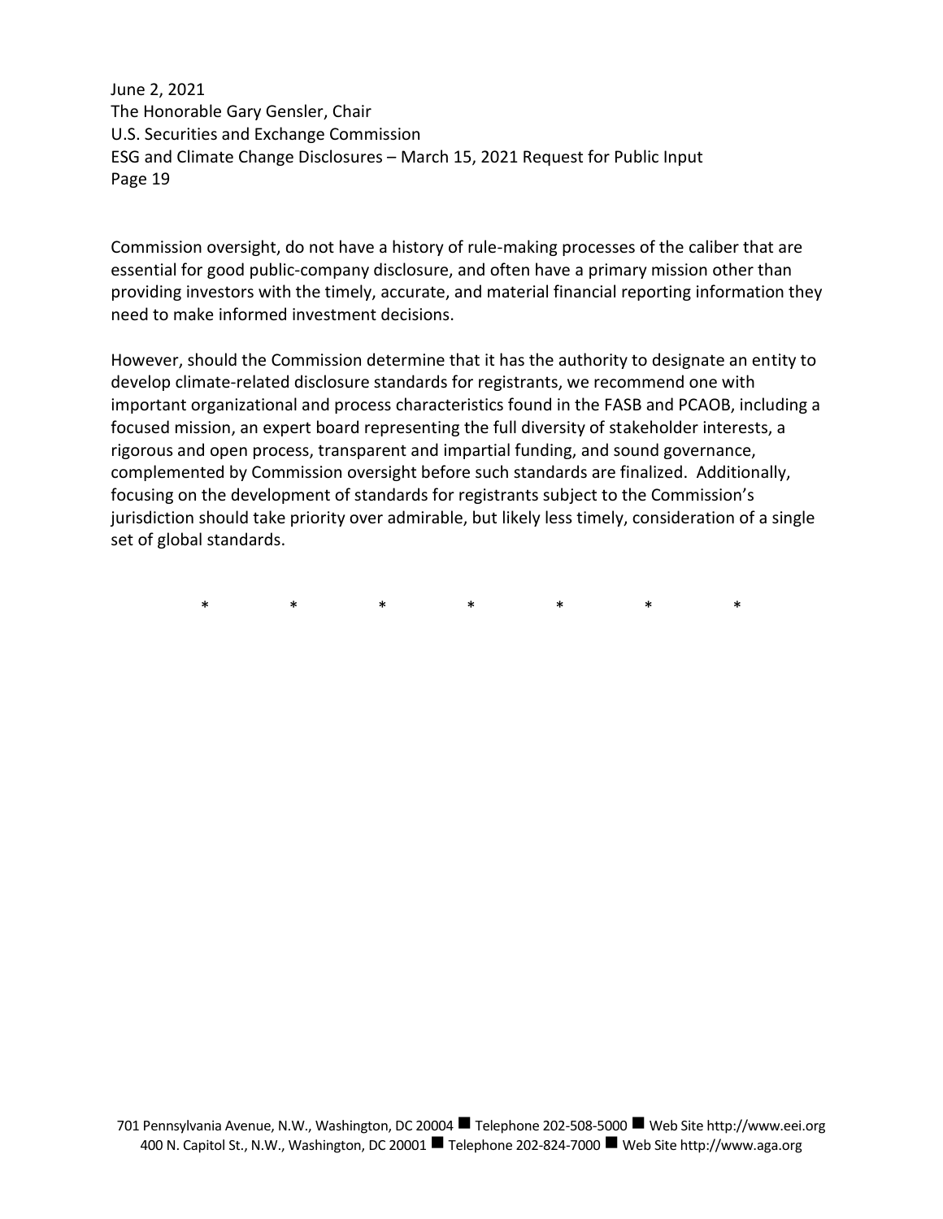Commission oversight, do not have a history of rule-making processes of the caliber that are essential for good public-company disclosure, and often have a primary mission other than providing investors with the timely, accurate, and material financial reporting information they need to make informed investment decisions.

However, should the Commission determine that it has the authority to designate an entity to develop climate-related disclosure standards for registrants, we recommend one with important organizational and process characteristics found in the FASB and PCAOB, including a focused mission, an expert board representing the full diversity of stakeholder interests, a rigorous and open process, transparent and impartial funding, and sound governance, complemented by Commission oversight before such standards are finalized. Additionally, focusing on the development of standards for registrants subject to the Commission's jurisdiction should take priority over admirable, but likely less timely, consideration of a single set of global standards.

\*　　\*　　\*　　\*　　\*　　\*　　\*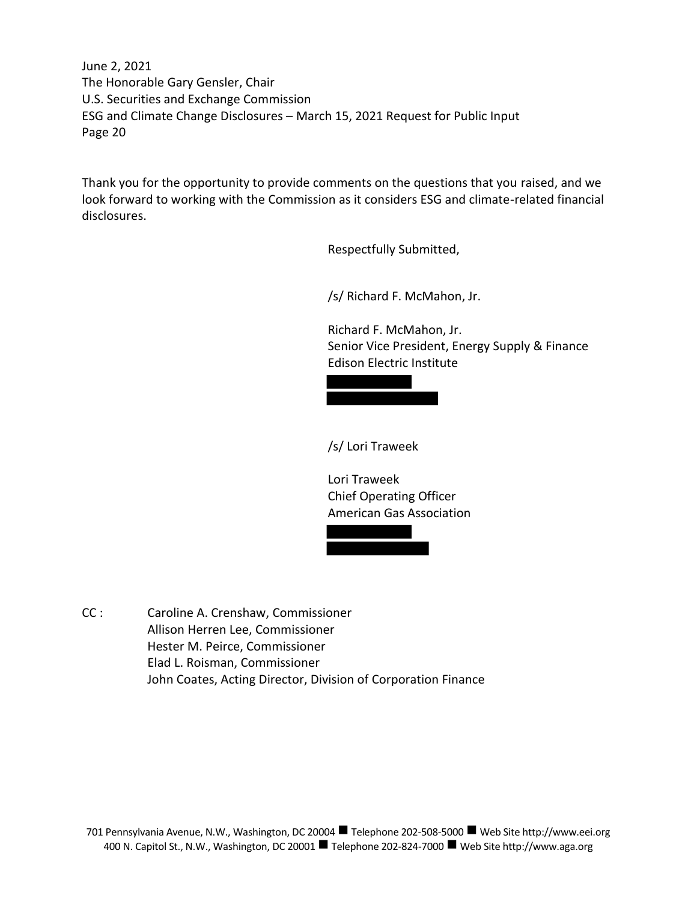Thank you for the opportunity to provide comments on the questions that you raised, and we look forward to working with the Commission as it considers ESG and climate-related financial disclosures.

Respectfully Submitted,

/s/ Richard F. McMahon, Jr.

Richard F. McMahon, Jr.
Senior Vice President, Energy Supply & Finance
Edison Electric Institute

/s/ Lori Traweek

Lori Traweek
Chief Operating Officer
American Gas Association

CC : Caroline A. Crenshaw, Commissioner
Allison Herren Lee, Commissioner
Hester M. Peirce, Commissioner
Elad L. Roisman, Commissioner
John Coates, Acting Director, Division of Corporation Finance

701 Pennsylvania Avenue, N.W., Washington, DC 20004 ■ Telephone 202-508-5000 ■ Web Site http://www.eei.org
400 N. Capitol St., N.W., Washington, DC 20001 ■ Telephone 202-824-7000 ■ Web Site http://www.aga.org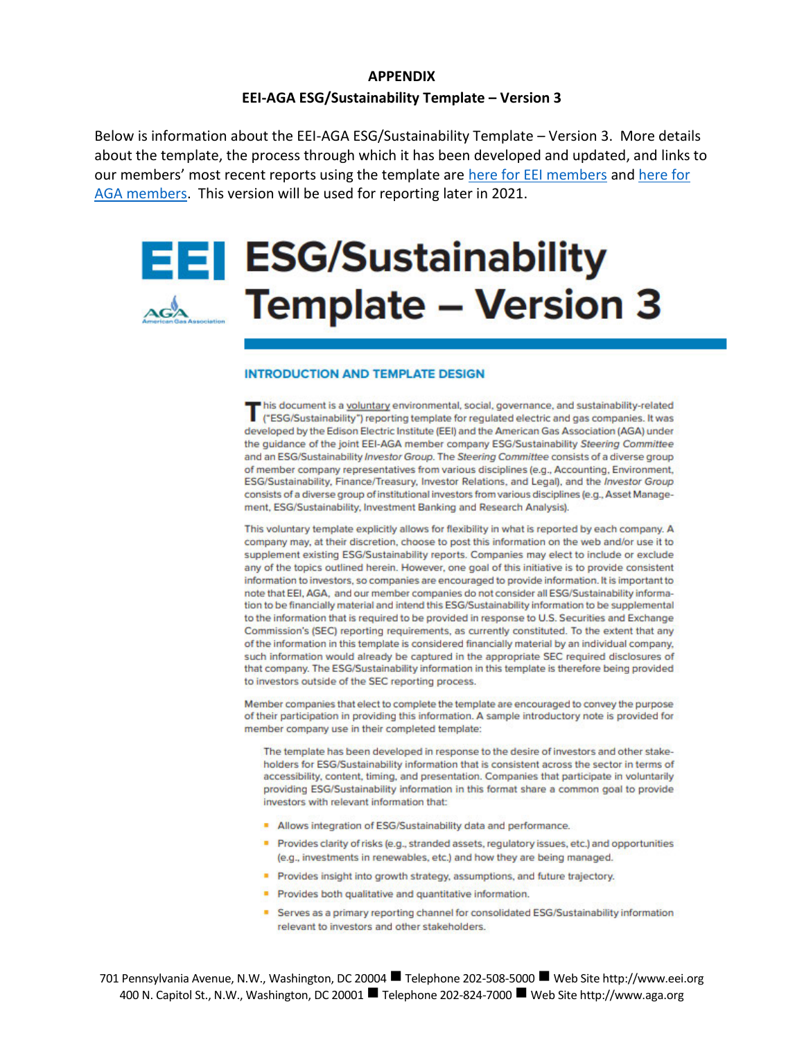**APPENDIX**

**EEI-AGA ESG/Sustainability Template – Version 3**

Below is information about the EEI-AGA ESG/Sustainability Template – Version 3. More details about the template, the process through which it has been developed and updated, and links to our members' most recent reports using the template are here for EEI members and here for AGA members. This version will be used for reporting later in 2021.

# ESG/Sustainability Template – Version 3

## INTRODUCTION AND TEMPLATE DESIGN

This document is a voluntary environmental, social, governance, and sustainability-related ("ESG/Sustainability") reporting template for regulated electric and gas companies. It was developed by the Edison Electric Institute (EEI) and the American Gas Association (AGA) under the guidance of the joint EEI-AGA member company ESG/Sustainability *Steering Committee* and an ESG/Sustainability *Investor Group*. The *Steering Committee* consists of a diverse group of member company representatives from various disciplines (e.g., Accounting, Environment, ESG/Sustainability, Finance/Treasury, Investor Relations, and Legal), and the *Investor Group* consists of a diverse group of institutional investors from various disciplines (e.g., Asset Management, ESG/Sustainability, Investment Banking and Research Analysis).

This voluntary template explicitly allows for flexibility in what is reported by each company. A company may, at their discretion, choose to post this information on the web and/or use it to supplement existing ESG/Sustainability reports. Companies may elect to include or exclude any of the topics outlined herein. However, one goal of this initiative is to provide consistent information to investors, so companies are encouraged to provide information. It is important to note that EEI, AGA, and our member companies do not consider all ESG/Sustainability information to be financially material and intend this ESG/Sustainability information to be supplemental to the information that is required to be provided in response to U.S. Securities and Exchange Commission's (SEC) reporting requirements, as currently constituted. To the extent that any of the information in this template is considered financially material by an individual company, such information would already be captured in the appropriate SEC required disclosures of that company. The ESG/Sustainability information in this template is therefore being provided to investors outside of the SEC reporting process.

Member companies that elect to complete the template are encouraged to convey the purpose of their participation in providing this information. A sample introductory note is provided for member company use in their completed template:

> The template has been developed in response to the desire of investors and other stakeholders for ESG/Sustainability information that is consistent across the sector in terms of accessibility, content, timing, and presentation. Companies that participate in voluntarily providing ESG/Sustainability information in this format share a common goal to provide investors with relevant information that:

- Allows integration of ESG/Sustainability data and performance.
- Provides clarity of risks (e.g., stranded assets, regulatory issues, etc.) and opportunities (e.g., investments in renewables, etc.) and how they are being managed.
- Provides insight into growth strategy, assumptions, and future trajectory.
- Provides both qualitative and quantitative information.
- Serves as a primary reporting channel for consolidated ESG/Sustainability information relevant to investors and other stakeholders.

701 Pennsylvania Avenue, N.W., Washington, DC 20004 ■ Telephone 202-508-5000 ■ Web Site http://www.eei.org
400 N. Capitol St., N.W., Washington, DC 20001 ■ Telephone 202-824-7000 ■ Web Site http://www.aga.org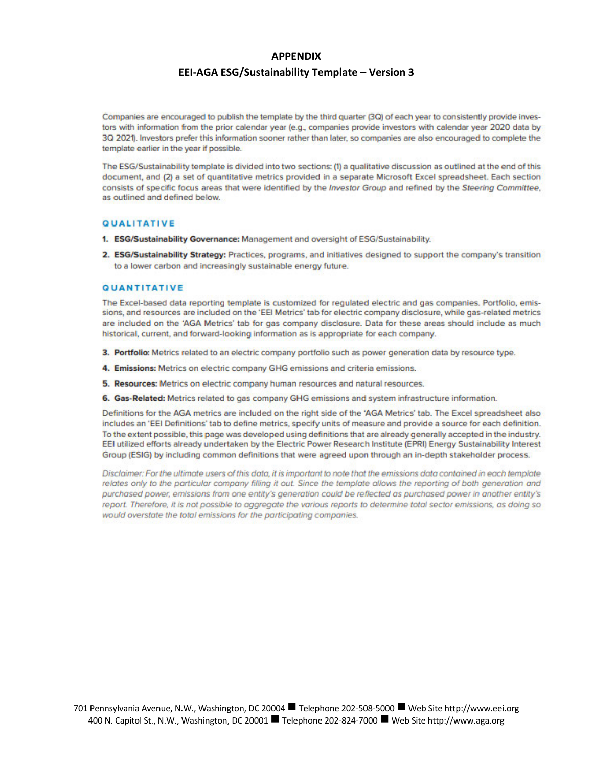# APPENDIX

## EEI-AGA ESG/Sustainability Template – Version 3

Companies are encouraged to publish the template by the third quarter (3Q) of each year to consistently provide investors with information from the prior calendar year (e.g., companies provide investors with calendar year 2020 data by 3Q 2021). Investors prefer this information sooner rather than later, so companies are also encouraged to complete the template earlier in the year if possible.

The ESG/Sustainability template is divided into two sections: (1) a qualitative discussion as outlined at the end of this document, and (2) a set of quantitative metrics provided in a separate Microsoft Excel spreadsheet. Each section consists of specific focus areas that were identified by the *Investor Group* and refined by the *Steering Committee*, as outlined and defined below.

### QUALITATIVE

1. **ESG/Sustainability Governance:** Management and oversight of ESG/Sustainability.
2. **ESG/Sustainability Strategy:** Practices, programs, and initiatives designed to support the company's transition to a lower carbon and increasingly sustainable energy future.

### QUANTITATIVE

The Excel-based data reporting template is customized for regulated electric and gas companies. Portfolio, emissions, and resources are included on the 'EEI Metrics' tab for electric company disclosure, while gas-related metrics are included on the 'AGA Metrics' tab for gas company disclosure. Data for these areas should include as much historical, current, and forward-looking information as is appropriate for each company.

3. **Portfolio:** Metrics related to an electric company portfolio such as power generation data by resource type.
4. **Emissions:** Metrics on electric company GHG emissions and criteria emissions.
5. **Resources:** Metrics on electric company human resources and natural resources.
6. **Gas-Related:** Metrics related to gas company GHG emissions and system infrastructure information.

Definitions for the AGA metrics are included on the right side of the 'AGA Metrics' tab. The Excel spreadsheet also includes an 'EEI Definitions' tab to define metrics, specify units of measure and provide a source for each definition. To the extent possible, this page was developed using definitions that are already generally accepted in the industry. EEI utilized efforts already undertaken by the Electric Power Research Institute (EPRI) Energy Sustainability Interest Group (ESIG) by including common definitions that were agreed upon through an in-depth stakeholder process.

*Disclaimer: For the ultimate users of this data, it is important to note that the emissions data contained in each template relates only to the particular company filling it out. Since the template allows the reporting of both generation and purchased power, emissions from one entity's generation could be reflected as purchased power in another entity's report. Therefore, it is not possible to aggregate the various reports to determine total sector emissions, as doing so would overstate the total emissions for the participating companies.*

701 Pennsylvania Avenue, N.W., Washington, DC 20004 ■ Telephone 202-508-5000 ■ Web Site http://www.eei.org
400 N. Capitol St., N.W., Washington, DC 20001 ■ Telephone 202-824-7000 ■ Web Site http://www.aga.org